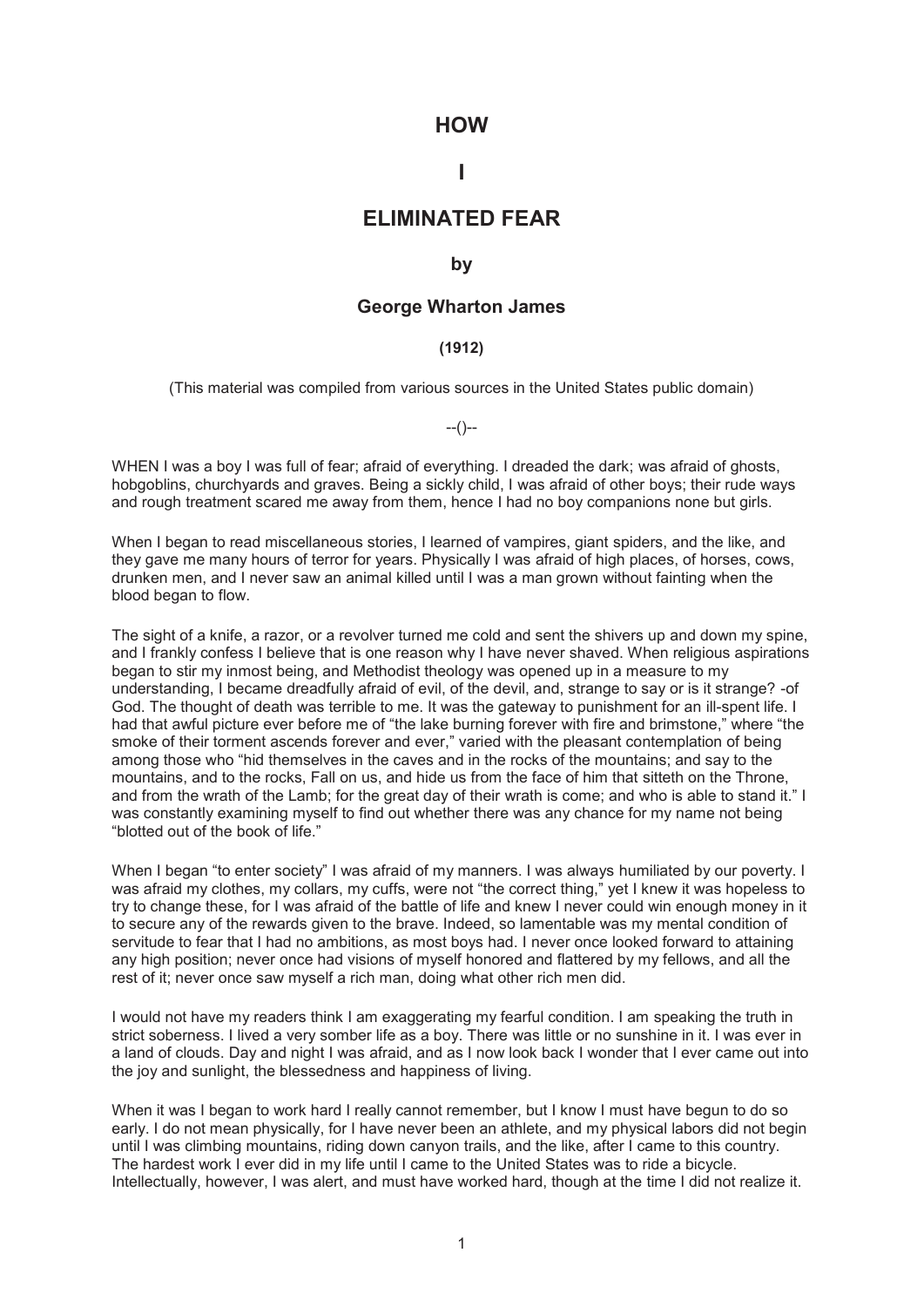# HOW

# I

# ELIMINATED FEAR

### by

### George Wharton James

**(1912)**

(This material was compiled from various sources in the United States public domain)

--()--

WHEN I was a boy I was full of fear; afraid of everything. I dreaded the dark; was afraid of ghosts, hobgoblins, churchyards and graves. Being a sickly child, I was afraid of other boys; their rude ways and rough treatment scared me away from them, hence I had no boy companions none but girls.

When I began to read miscellaneous stories, I learned of vampires, giant spiders, and the like, and they gave me many hours of terror for years. Physically I was afraid of high places, of horses, cows, drunken men, and I never saw an animal killed until I was a man grown without fainting when the blood began to flow.

The sight of a knife, a razor, or a revolver turned me cold and sent the shivers up and down my spine, and I frankly confess I believe that is one reason why I have never shaved. When religious aspirations began to stir my inmost being, and Methodist theology was opened up in a measure to my understanding, I became dreadfully afraid of evil, of the devil, and, strange to say or is it strange? -of God. The thought of death was terrible to me. It was the gateway to punishment for an ill-spent life. I had that awful picture ever before me of "the lake burning forever with fire and brimstone," where "the smoke of their torment ascends forever and ever," varied with the pleasant contemplation of being among those who "hid themselves in the caves and in the rocks of the mountains; and say to the mountains, and to the rocks, Fall on us, and hide us from the face of him that sitteth on the Throne, and from the wrath of the Lamb; for the great day of their wrath is come; and who is able to stand it." I was constantly examining myself to find out whether there was any chance for my name not being "blotted out of the book of life."

When I began "to enter society" I was afraid of my manners. I was always humiliated by our poverty. I was afraid my clothes, my collars, my cuffs, were not "the correct thing," yet I knew it was hopeless to try to change these, for I was afraid of the battle of life and knew I never could win enough money in it to secure any of the rewards given to the brave. Indeed, so lamentable was my mental condition of servitude to fear that I had no ambitions, as most boys had. I never once looked forward to attaining any high position; never once had visions of myself honored and flattered by my fellows, and all the rest of it; never once saw myself a rich man, doing what other rich men did.

I would not have my readers think I am exaggerating my fearful condition. I am speaking the truth in strict soberness. I lived a very somber life as a boy. There was little or no sunshine in it. I was ever in a land of clouds. Day and night I was afraid, and as I now look back I wonder that I ever came out into the joy and sunlight, the blessedness and happiness of living.

When it was I began to work hard I really cannot remember, but I know I must have begun to do so early. I do not mean physically, for I have never been an athlete, and my physical labors did not begin until I was climbing mountains, riding down canyon trails, and the like, after I came to this country. The hardest work I ever did in my life until I came to the United States was to ride a bicycle. Intellectually, however, I was alert, and must have worked hard, though at the time I did not realize it.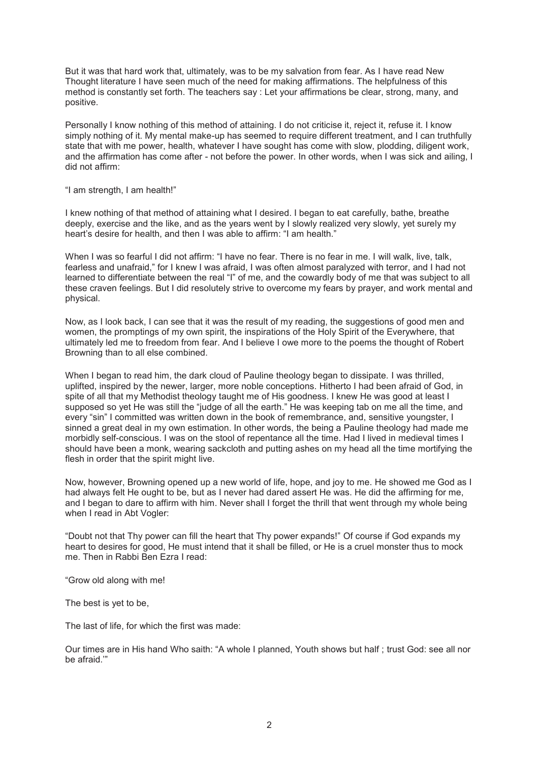But it was that hard work that, ultimately, was to be my salvation from fear. As I have read New Thought literature I have seen much of the need for making affirmations. The helpfulness of this method is constantly set forth. The teachers say : Let your affirmations be clear, strong, many, and positive.

Personally I know nothing of this method of attaining. I do not criticise it, reject it, refuse it. I know simply nothing of it. My mental make-up has seemed to require different treatment, and I can truthfully state that with me power, health, whatever I have sought has come with slow, plodding, diligent work, and the affirmation has come after - not before the power. In other words, when I was sick and ailing, I did not affirm:

"I am strength, I am health!"

I knew nothing of that method of attaining what I desired. I began to eat carefully, bathe, breathe deeply, exercise and the like, and as the years went by I slowly realized very slowly, yet surely my heart's desire for health, and then I was able to affirm: "I am health."

When I was so fearful I did not affirm: "I have no fear. There is no fear in me. I will walk, live, talk, fearless and unafraid," for I knew I was afraid, I was often almost paralyzed with terror, and I had not learned to differentiate between the real "I" of me, and the cowardly body of me that was subject to all these craven feelings. But I did resolutely strive to overcome my fears by prayer, and work mental and physical.

Now, as I look back, I can see that it was the result of my reading, the suggestions of good men and women, the promptings of my own spirit, the inspirations of the Holy Spirit of the Everywhere, that ultimately led me to freedom from fear. And I believe I owe more to the poems the thought of Robert Browning than to all else combined.

When I began to read him, the dark cloud of Pauline theology began to dissipate. I was thrilled, uplifted, inspired by the newer, larger, more noble conceptions. Hitherto I had been afraid of God, in spite of all that my Methodist theology taught me of His goodness. I knew He was good at least I supposed so yet He was still the "judge of all the earth." He was keeping tab on me all the time, and every "sin" I committed was written down in the book of remembrance, and, sensitive youngster, I sinned a great deal in my own estimation. In other words, the being a Pauline theology had made me morbidly self-conscious. I was on the stool of repentance all the time. Had I lived in medieval times I should have been a monk, wearing sackcloth and putting ashes on my head all the time mortifying the flesh in order that the spirit might live.

Now, however, Browning opened up a new world of life, hope, and joy to me. He showed me God as I had always felt He ought to be, but as I never had dared assert He was. He did the affirming for me, and I began to dare to affirm with him. Never shall I forget the thrill that went through my whole being when I read in Abt Vogler:

"Doubt not that Thy power can fill the heart that Thy power expands!" Of course if God expands my heart to desires for good, He must intend that it shall be filled, or He is a cruel monster thus to mock me. Then in Rabbi Ben Ezra I read:

"Grow old along with me!

The best is yet to be,

The last of life, for which the first was made:

Our times are in His hand Who saith: "A whole I planned, Youth shows but half ; trust God: see all nor be afraid.'"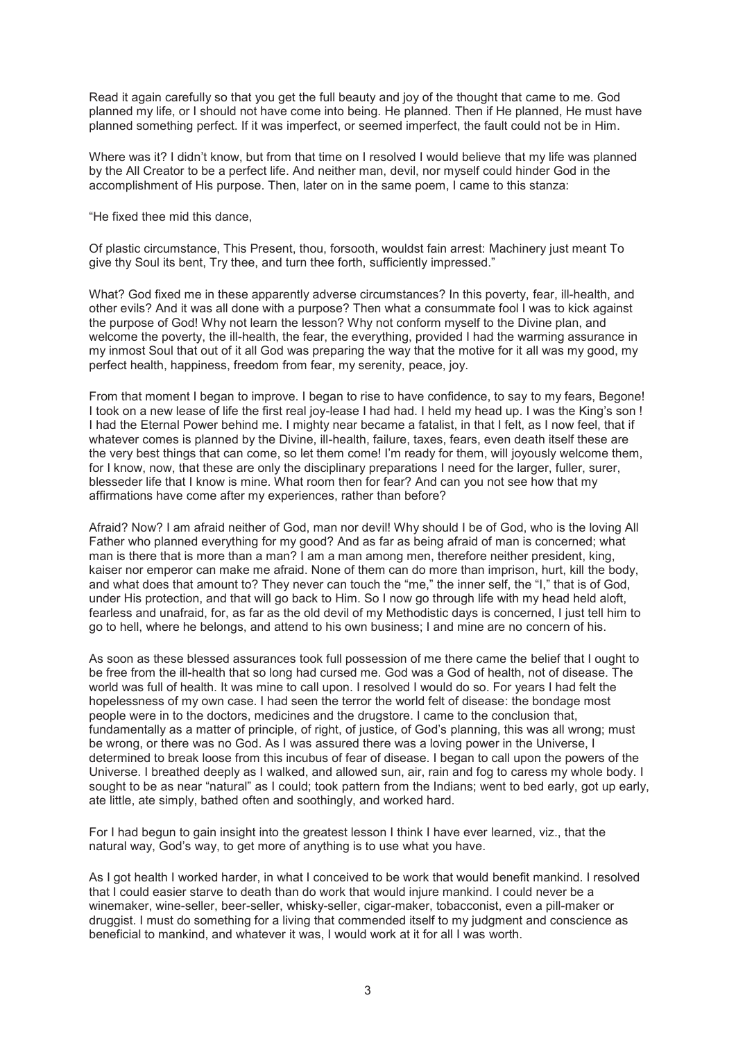Read it again carefully so that you get the full beauty and joy of the thought that came to me. God planned my life, or I should not have come into being. He planned. Then if He planned, He must have planned something perfect. If it was imperfect, or seemed imperfect, the fault could not be in Him.

Where was it? I didn't know, but from that time on I resolved I would believe that my life was planned by the All Creator to be a perfect life. And neither man, devil, nor myself could hinder God in the accomplishment of His purpose. Then, later on in the same poem, I came to this stanza:

"He fixed thee mid this dance,

Of plastic circumstance, This Present, thou, forsooth, wouldst fain arrest: Machinery just meant To give thy Soul its bent, Try thee, and turn thee forth, sufficiently impressed."

What? God fixed me in these apparently adverse circumstances? In this poverty, fear, ill-health, and other evils? And it was all done with a purpose? Then what a consummate fool I was to kick against the purpose of God! Why not learn the lesson? Why not conform myself to the Divine plan, and welcome the poverty, the ill-health, the fear, the everything, provided I had the warming assurance in my inmost Soul that out of it all God was preparing the way that the motive for it all was my good, my perfect health, happiness, freedom from fear, my serenity, peace, joy.

From that moment I began to improve. I began to rise to have confidence, to say to my fears, Begone! I took on a new lease of life the first real joy-lease I had had. I held my head up. I was the King's son ! I had the Eternal Power behind me. I mighty near became a fatalist, in that I felt, as I now feel, that if whatever comes is planned by the Divine, ill-health, failure, taxes, fears, even death itself these are the very best things that can come, so let them come! I'm ready for them, will joyously welcome them, for I know, now, that these are only the disciplinary preparations I need for the larger, fuller, surer, blesseder life that I know is mine. What room then for fear? And can you not see how that my affirmations have come after my experiences, rather than before?

Afraid? Now? I am afraid neither of God, man nor devil! Why should I be of God, who is the loving All Father who planned everything for my good? And as far as being afraid of man is concerned; what man is there that is more than a man? I am a man among men, therefore neither president, king, kaiser nor emperor can make me afraid. None of them can do more than imprison, hurt, kill the body, and what does that amount to? They never can touch the "me," the inner self, the "I," that is of God, under His protection, and that will go back to Him. So I now go through life with my head held aloft, fearless and unafraid, for, as far as the old devil of my Methodistic days is concerned, I just tell him to go to hell, where he belongs, and attend to his own business; I and mine are no concern of his.

As soon as these blessed assurances took full possession of me there came the belief that I ought to be free from the ill-health that so long had cursed me. God was a God of health, not of disease. The world was full of health. It was mine to call upon. I resolved I would do so. For years I had felt the hopelessness of my own case. I had seen the terror the world felt of disease: the bondage most people were in to the doctors, medicines and the drugstore. I came to the conclusion that, fundamentally as a matter of principle, of right, of justice, of God's planning, this was all wrong; must be wrong, or there was no God. As I was assured there was a loving power in the Universe, I determined to break loose from this incubus of fear of disease. I began to call upon the powers of the Universe. I breathed deeply as I walked, and allowed sun, air, rain and fog to caress my whole body. I sought to be as near "natural" as I could; took pattern from the Indians; went to bed early, got up early, ate little, ate simply, bathed often and soothingly, and worked hard.

For I had begun to gain insight into the greatest lesson I think I have ever learned, viz., that the natural way, God's way, to get more of anything is to use what you have.

As I got health I worked harder, in what I conceived to be work that would benefit mankind. I resolved that I could easier starve to death than do work that would injure mankind. I could never be a winemaker, wine-seller, beer-seller, whisky-seller, cigar-maker, tobacconist, even a pill-maker or druggist. I must do something for a living that commended itself to my judgment and conscience as beneficial to mankind, and whatever it was, I would work at it for all I was worth.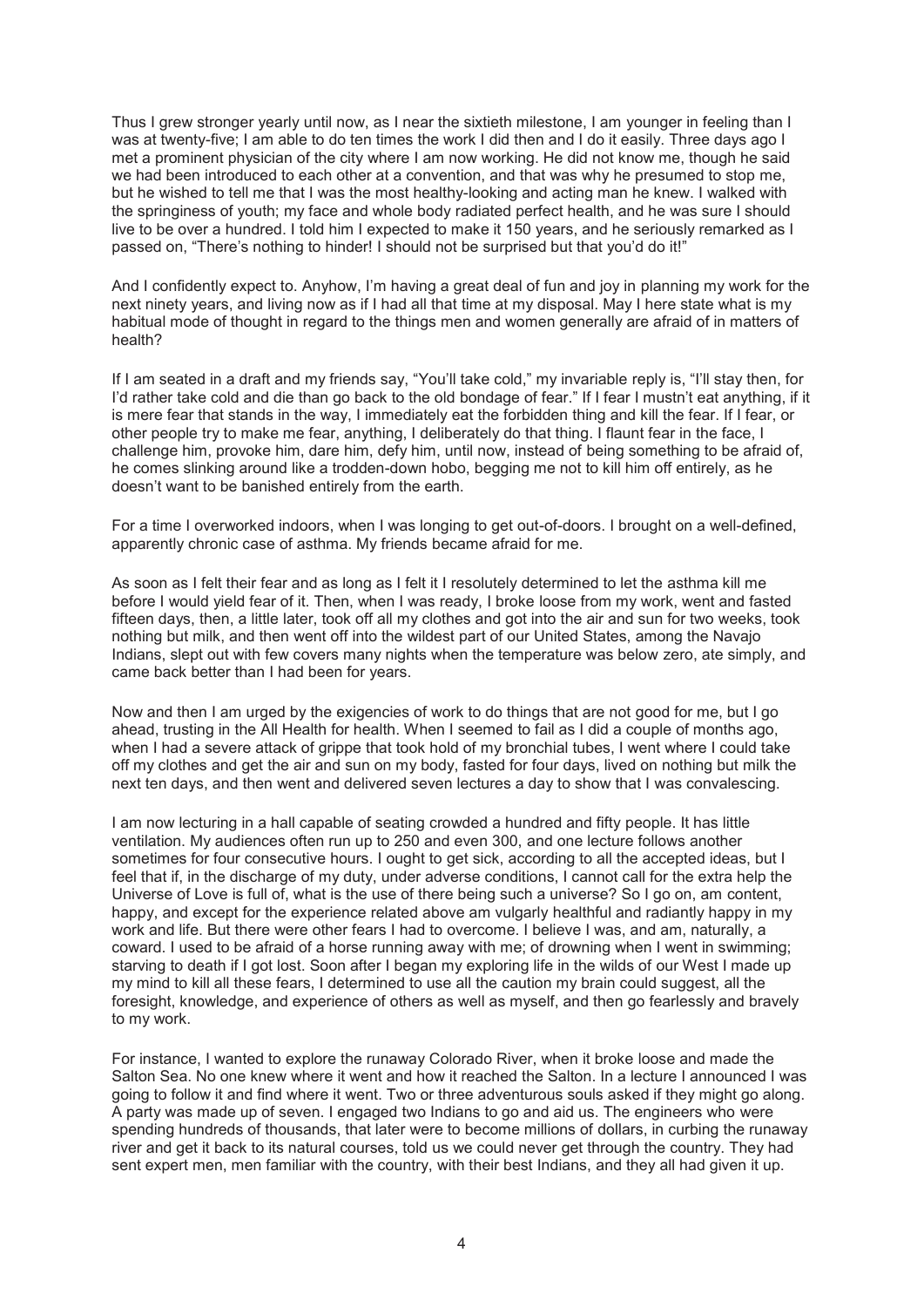Thus I grew stronger yearly until now, as I near the sixtieth milestone, I am younger in feeling than I was at twenty-five; I am able to do ten times the work I did then and I do it easily. Three days ago I met a prominent physician of the city where I am now working. He did not know me, though he said we had been introduced to each other at a convention, and that was why he presumed to stop me, but he wished to tell me that I was the most healthy-looking and acting man he knew. I walked with the springiness of youth; my face and whole body radiated perfect health, and he was sure I should live to be over a hundred. I told him I expected to make it 150 years, and he seriously remarked as I passed on, "There's nothing to hinder! I should not be surprised but that you'd do it!"

And I confidently expect to. Anyhow, I'm having a great deal of fun and joy in planning my work for the next ninety years, and living now as if I had all that time at my disposal. May I here state what is my habitual mode of thought in regard to the things men and women generally are afraid of in matters of health?

If I am seated in a draft and my friends say, "You'll take cold," my invariable reply is, "I'll stay then, for I'd rather take cold and die than go back to the old bondage of fear." If I fear I mustn't eat anything, if it is mere fear that stands in the way, I immediately eat the forbidden thing and kill the fear. If I fear, or other people try to make me fear, anything, I deliberately do that thing. I flaunt fear in the face, I challenge him, provoke him, dare him, defy him, until now, instead of being something to be afraid of, he comes slinking around like a trodden-down hobo, begging me not to kill him off entirely, as he doesn't want to be banished entirely from the earth.

For a time I overworked indoors, when I was longing to get out-of-doors. I brought on a well-defined, apparently chronic case of asthma. My friends became afraid for me.

As soon as I felt their fear and as long as I felt it I resolutely determined to let the asthma kill me before I would yield fear of it. Then, when I was ready, I broke loose from my work, went and fasted fifteen days, then, a little later, took off all my clothes and got into the air and sun for two weeks, took nothing but milk, and then went off into the wildest part of our United States, among the Navajo Indians, slept out with few covers many nights when the temperature was below zero, ate simply, and came back better than I had been for years.

Now and then I am urged by the exigencies of work to do things that are not good for me, but I go ahead, trusting in the All Health for health. When I seemed to fail as I did a couple of months ago, when I had a severe attack of grippe that took hold of my bronchial tubes, I went where I could take off my clothes and get the air and sun on my body, fasted for four days, lived on nothing but milk the next ten days, and then went and delivered seven lectures a day to show that I was convalescing.

I am now lecturing in a hall capable of seating crowded a hundred and fifty people. It has little ventilation. My audiences often run up to 250 and even 300, and one lecture follows another sometimes for four consecutive hours. I ought to get sick, according to all the accepted ideas, but I feel that if, in the discharge of my duty, under adverse conditions, I cannot call for the extra help the Universe of Love is full of, what is the use of there being such a universe? So I go on, am content, happy, and except for the experience related above am vulgarly healthful and radiantly happy in my work and life. But there were other fears I had to overcome. I believe I was, and am, naturally, a coward. I used to be afraid of a horse running away with me; of drowning when I went in swimming; starving to death if I got lost. Soon after I began my exploring life in the wilds of our West I made up my mind to kill all these fears, I determined to use all the caution my brain could suggest, all the foresight, knowledge, and experience of others as well as myself, and then go fearlessly and bravely to my work.

For instance, I wanted to explore the runaway Colorado River, when it broke loose and made the Salton Sea. No one knew where it went and how it reached the Salton. In a lecture I announced I was going to follow it and find where it went. Two or three adventurous souls asked if they might go along. A party was made up of seven. I engaged two Indians to go and aid us. The engineers who were spending hundreds of thousands, that later were to become millions of dollars, in curbing the runaway river and get it back to its natural courses, told us we could never get through the country. They had sent expert men, men familiar with the country, with their best Indians, and they all had given it up.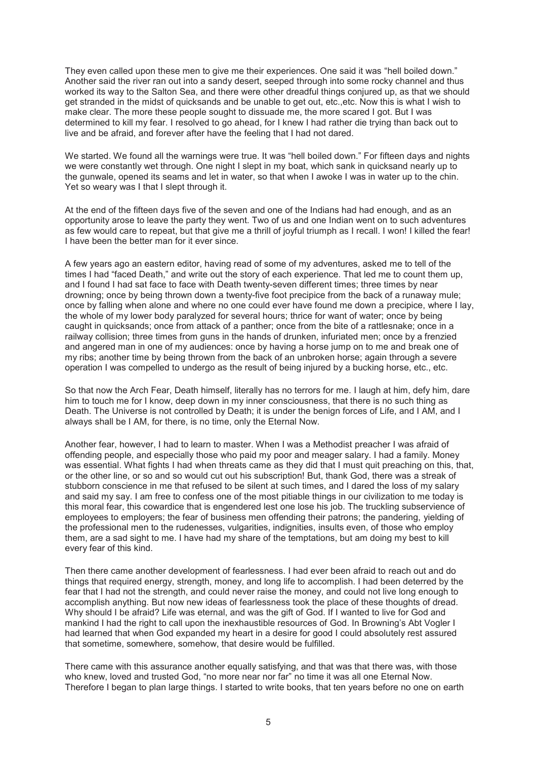They even called upon these men to give me their experiences. One said it was "hell boiled down." Another said the river ran out into a sandy desert, seeped through into some rocky channel and thus worked its way to the Salton Sea, and there were other dreadful things conjured up, as that we should get stranded in the midst of quicksands and be unable to get out, etc.,etc. Now this is what I wish to make clear. The more these people sought to dissuade me, the more scared I got. But I was determined to kill my fear. I resolved to go ahead, for I knew I had rather die trying than back out to live and be afraid, and forever after have the feeling that I had not dared.

We started. We found all the warnings were true. It was "hell boiled down." For fifteen days and nights we were constantly wet through. One night I slept in my boat, which sank in quicksand nearly up to the gunwale, opened its seams and let in water, so that when I awoke I was in water up to the chin. Yet so weary was I that I slept through it.

At the end of the fifteen days five of the seven and one of the Indians had had enough, and as an opportunity arose to leave the party they went. Two of us and one Indian went on to such adventures as few would care to repeat, but that give me a thrill of joyful triumph as I recall. I won! I killed the fear! I have been the better man for it ever since.

A few years ago an eastern editor, having read of some of my adventures, asked me to tell of the times I had "faced Death," and write out the story of each experience. That led me to count them up, and I found I had sat face to face with Death twenty-seven different times; three times by near drowning; once by being thrown down a twenty-five foot precipice from the back of a runaway mule; once by falling when alone and where no one could ever have found me down a precipice, where I lay, the whole of my lower body paralyzed for several hours; thrice for want of water; once by being caught in quicksands; once from attack of a panther; once from the bite of a rattlesnake; once in a railway collision; three times from guns in the hands of drunken, infuriated men; once by a frenzied and angered man in one of my audiences: once by having a horse jump on to me and break one of my ribs; another time by being thrown from the back of an unbroken horse; again through a severe operation I was compelled to undergo as the result of being injured by a bucking horse, etc., etc.

So that now the Arch Fear, Death himself, literally has no terrors for me. I laugh at him, defy him, dare him to touch me for I know, deep down in my inner consciousness, that there is no such thing as Death. The Universe is not controlled by Death; it is under the benign forces of Life, and I AM, and I always shall be I AM, for there, is no time, only the Eternal Now.

Another fear, however, I had to learn to master. When I was a Methodist preacher I was afraid of offending people, and especially those who paid my poor and meager salary. I had a family. Money was essential. What fights I had when threats came as they did that I must quit preaching on this, that, or the other line, or so and so would cut out his subscription! But, thank God, there was a streak of stubborn conscience in me that refused to be silent at such times, and I dared the loss of my salary and said my say. I am free to confess one of the most pitiable things in our civilization to me today is this moral fear, this cowardice that is engendered lest one lose his job. The truckling subservience of employees to employers; the fear of business men offending their patrons; the pandering, yielding of the professional men to the rudenesses, vulgarities, indignities, insults even, of those who employ them, are a sad sight to me. I have had my share of the temptations, but am doing my best to kill every fear of this kind.

Then there came another development of fearlessness. I had ever been afraid to reach out and do things that required energy, strength, money, and long life to accomplish. I had been deterred by the fear that I had not the strength, and could never raise the money, and could not live long enough to accomplish anything. But now new ideas of fearlessness took the place of these thoughts of dread. Why should I be afraid? Life was eternal, and was the gift of God. If I wanted to live for God and mankind I had the right to call upon the inexhaustible resources of God. In Browning's Abt Vogler I had learned that when God expanded my heart in a desire for good I could absolutely rest assured that sometime, somewhere, somehow, that desire would be fulfilled.

There came with this assurance another equally satisfying, and that was that there was, with those who knew, loved and trusted God, "no more near nor far" no time it was all one Eternal Now. Therefore I began to plan large things. I started to write books, that ten years before no one on earth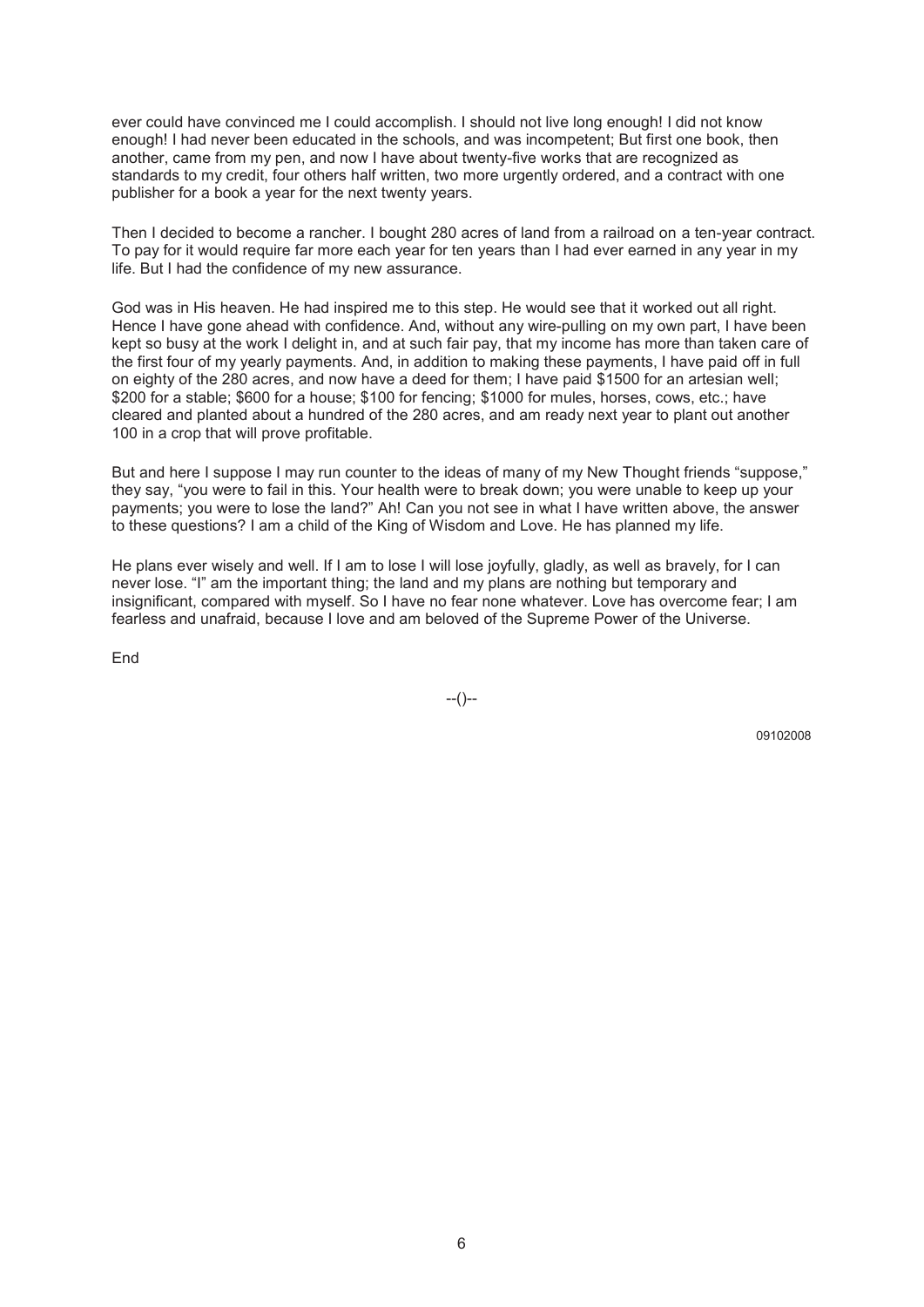ever could have convinced me I could accomplish. I should not live long enough! I did not know enough! I had never been educated in the schools, and was incompetent; But first one book, then another, came from my pen, and now I have about twenty-five works that are recognized as standards to my credit, four others half written, two more urgently ordered, and a contract with one publisher for a book a year for the next twenty years.

Then I decided to become a rancher. I bought 280 acres of land from a railroad on a ten-year contract. To pay for it would require far more each year for ten years than I had ever earned in any year in my life. But I had the confidence of my new assurance.

God was in His heaven. He had inspired me to this step. He would see that it worked out all right. Hence I have gone ahead with confidence. And, without any wire-pulling on my own part, I have been kept so busy at the work I delight in, and at such fair pay, that my income has more than taken care of the first four of my yearly payments. And, in addition to making these payments, I have paid off in full on eighty of the 280 acres, and now have a deed for them; I have paid $1500 for an artesian well; $200 for a stable; $600 for a house; $100 for fencing; $1000 for mules, horses, cows, etc.; have cleared and planted about a hundred of the 280 acres, and am ready next year to plant out another 100 in a crop that will prove profitable.

But and here I suppose I may run counter to the ideas of many of my New Thought friends "suppose," they say, "you were to fail in this. Your health were to break down; you were unable to keep up your payments; you were to lose the land?" Ah! Can you not see in what I have written above, the answer to these questions? I am a child of the King of Wisdom and Love. He has planned my life.

He plans ever wisely and well. If I am to lose I will lose joyfully, gladly, as well as bravely, for I can never lose. "I" am the important thing; the land and my plans are nothing but temporary and insignificant, compared with myself. So I have no fear none whatever. Love has overcome fear; I am fearless and unafraid, because I love and am beloved of the Supreme Power of the Universe.

End

--()--

09102008